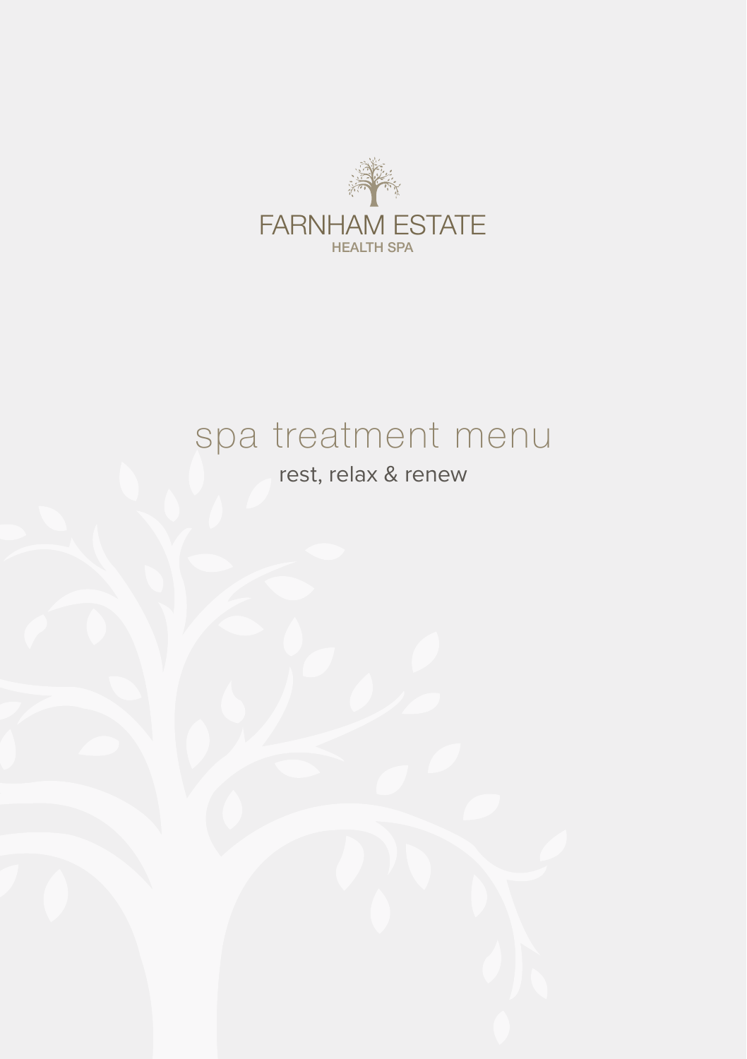FARNHAM ESTATE

HEALTH SPA

# spa treatment menu

rest, relax & renew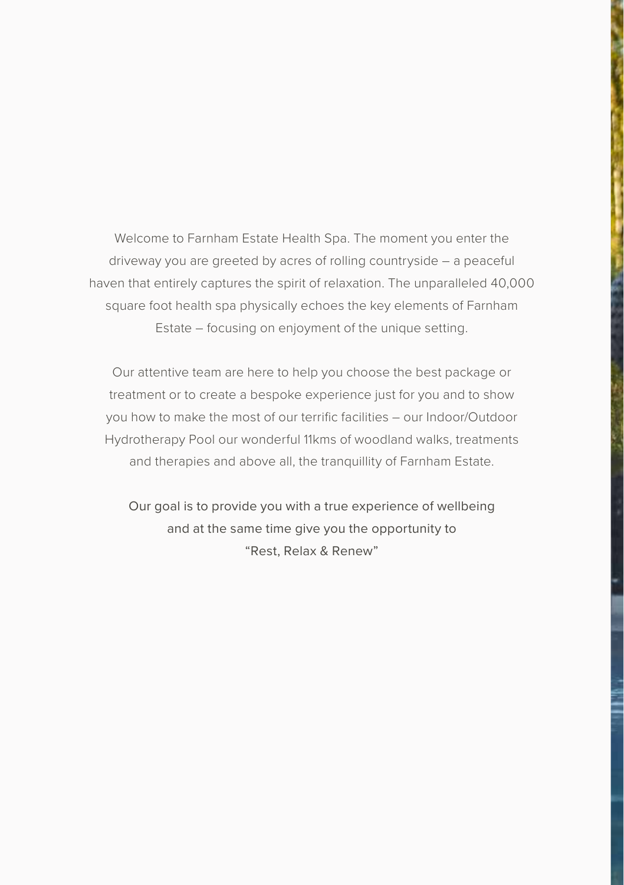Welcome to Farnham Estate Health Spa. The moment you enter the driveway you are greeted by acres of rolling countryside – a peaceful haven that entirely captures the spirit of relaxation. The unparalleled 40,000 square foot health spa physically echoes the key elements of Farnham Estate – focusing on enjoyment of the unique setting.

Our attentive team are here to help you choose the best package or treatment or to create a bespoke experience just for you and to show you how to make the most of our terrific facilities – our Indoor/Outdoor Hydrotherapy Pool our wonderful 11kms of woodland walks, treatments and therapies and above all, the tranquillity of Farnham Estate.

Our goal is to provide you with a true experience of wellbeing and at the same time give you the opportunity to "Rest, Relax & Renew"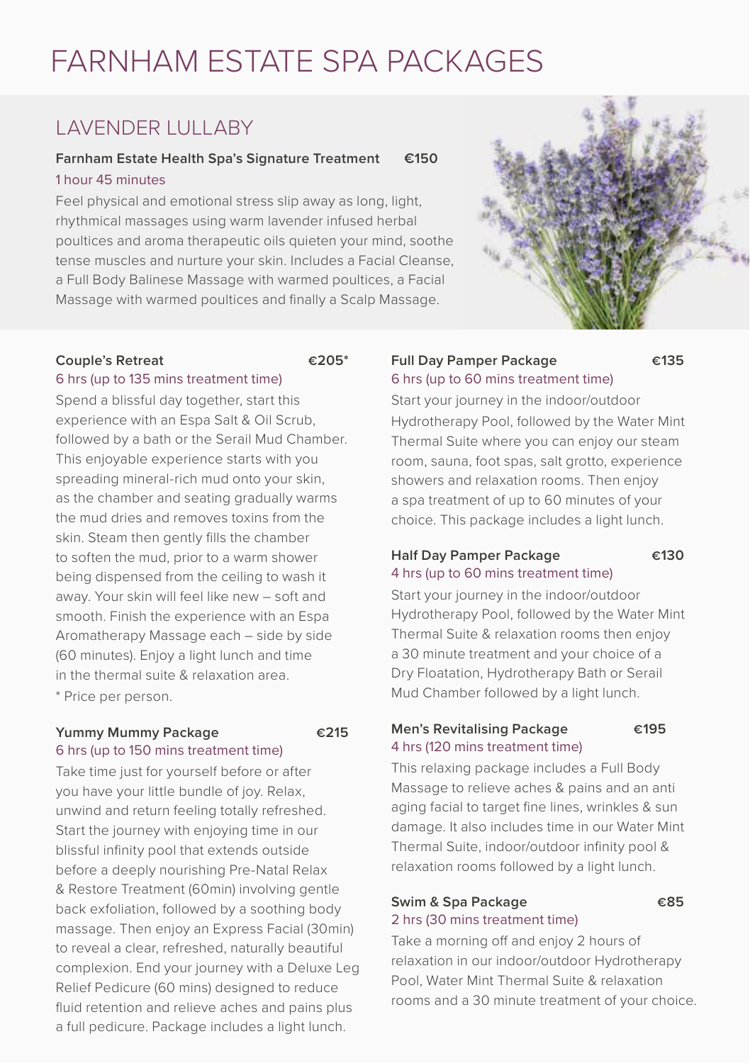# FARNHAM ESTATE SPA PACKAGES

## LAVENDER LULLABY

**Farnham Estate Health Spa's Signature Treatment** **€150**

1 hour 45 minutes

Feel physical and emotional stress slip away as long, light, rhythmical massages using warm lavender infused herbal poultices and aroma therapeutic oils quieten your mind, soothe tense muscles and nurture your skin. Includes a Facial Cleanse, a Full Body Balinese Massage with warmed poultices, a Facial Massage with warmed poultices and finally a Scalp Massage.

**Couple's Retreat** **€205***

6 hrs (up to 135 mins treatment time)

Spend a blissful day together, start this experience with an Espa Salt & Oil Scrub, followed by a bath or the Serail Mud Chamber. This enjoyable experience starts with you spreading mineral-rich mud onto your skin, as the chamber and seating gradually warms the mud dries and removes toxins from the skin. Steam then gently fills the chamber to soften the mud, prior to a warm shower being dispensed from the ceiling to wash it away. Your skin will feel like new – soft and smooth. Finish the experience with an Espa Aromatherapy Massage each – side by side (60 minutes). Enjoy a light lunch and time in the thermal suite & relaxation area.

* Price per person.

**Yummy Mummy Package** **€215**

6 hrs (up to 150 mins treatment time)

Take time just for yourself before or after you have your little bundle of joy. Relax, unwind and return feeling totally refreshed. Start the journey with enjoying time in our blissful infinity pool that extends outside before a deeply nourishing Pre-Natal Relax & Restore Treatment (60min) involving gentle back exfoliation, followed by a soothing body massage. Then enjoy an Express Facial (30min) to reveal a clear, refreshed, naturally beautiful complexion. End your journey with a Deluxe Leg Relief Pedicure (60 mins) designed to reduce fluid retention and relieve aches and pains plus a full pedicure. Package includes a light lunch.

**Full Day Pamper Package** **€135**

6 hrs (up to 60 mins treatment time)

Start your journey in the indoor/outdoor Hydrotherapy Pool, followed by the Water Mint Thermal Suite where you can enjoy our steam room, sauna, foot spas, salt grotto, experience showers and relaxation rooms. Then enjoy a spa treatment of up to 60 minutes of your choice. This package includes a light lunch.

**Half Day Pamper Package** **€130**

4 hrs (up to 60 mins treatment time)

Start your journey in the indoor/outdoor Hydrotherapy Pool, followed by the Water Mint Thermal Suite & relaxation rooms then enjoy a 30 minute treatment and your choice of a Dry Floatation, Hydrotherapy Bath or Serail Mud Chamber followed by a light lunch.

**Men's Revitalising Package** **€195**

4 hrs (120 mins treatment time)

This relaxing package includes a Full Body Massage to relieve aches & pains and an anti aging facial to target fine lines, wrinkles & sun damage. It also includes time in our Water Mint Thermal Suite, indoor/outdoor infinity pool & relaxation rooms followed by a light lunch.

**Swim & Spa Package** **€85**

2 hrs (30 mins treatment time)

Take a morning off and enjoy 2 hours of relaxation in our indoor/outdoor Hydrotherapy Pool, Water Mint Thermal Suite & relaxation rooms and a 30 minute treatment of your choice.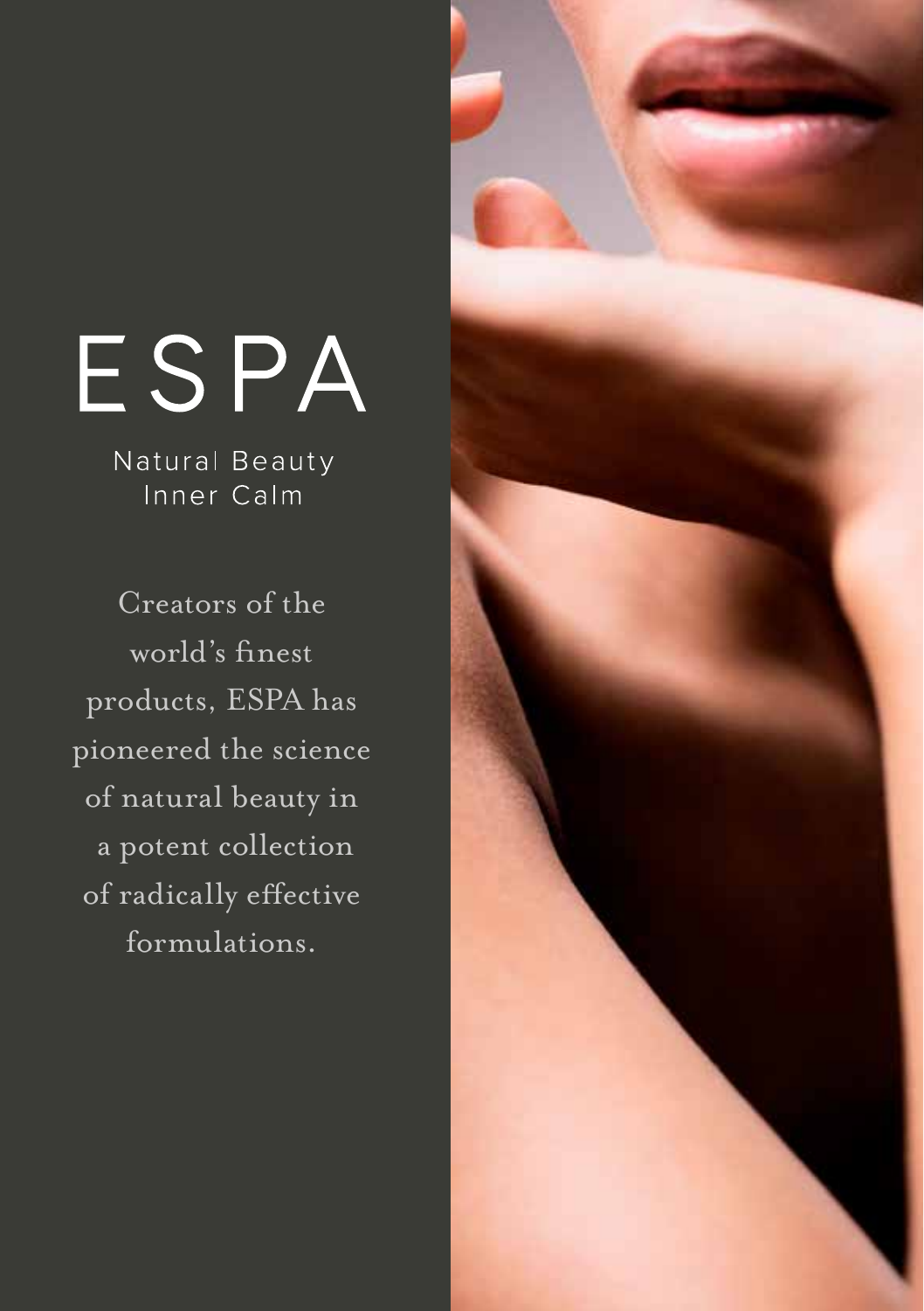# ESPA

Natural Beauty
Inner Calm

Creators of the world's finest products, ESPA has pioneered the science of natural beauty in a potent collection of radically effective formulations.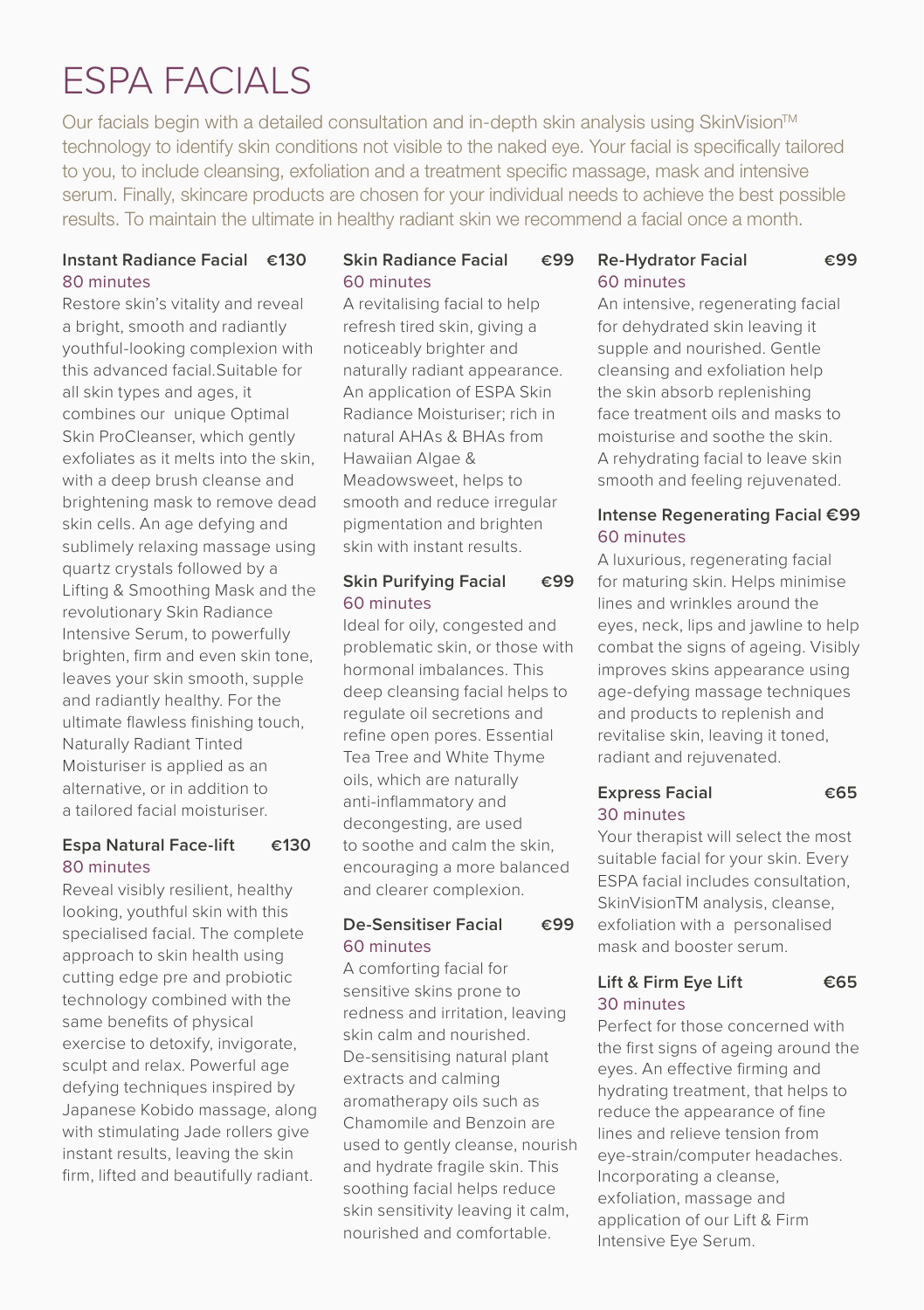# ESPA FACIALS

Our facials begin with a detailed consultation and in-depth skin analysis using SkinVision™ technology to identify skin conditions not visible to the naked eye. Your facial is specifically tailored to you, to include cleansing, exfoliation and a treatment specific massage, mask and intensive serum. Finally, skincare products are chosen for your individual needs to achieve the best possible results. To maintain the ultimate in healthy radiant skin we recommend a facial once a month.

### Instant Radiance Facial €130
80 minutes

Restore skin's vitality and reveal a bright, smooth and radiantly youthful-looking complexion with this advanced facial.Suitable for all skin types and ages, it combines our unique Optimal Skin ProCleanser, which gently exfoliates as it melts into the skin, with a deep brush cleanse and brightening mask to remove dead skin cells. An age defying and sublimely relaxing massage using quartz crystals followed by a Lifting & Smoothing Mask and the revolutionary Skin Radiance Intensive Serum, to powerfully brighten, firm and even skin tone, leaves your skin smooth, supple and radiantly healthy. For the ultimate flawless finishing touch, Naturally Radiant Tinted Moisturiser is applied as an alternative, or in addition to a tailored facial moisturiser.

### Espa Natural Face-lift €130
80 minutes

Reveal visibly resilient, healthy looking, youthful skin with this specialised facial. The complete approach to skin health using cutting edge pre and probiotic technology combined with the same benefits of physical exercise to detoxify, invigorate, sculpt and relax. Powerful age defying techniques inspired by Japanese Kobido massage, along with stimulating Jade rollers give instant results, leaving the skin firm, lifted and beautifully radiant.

### Skin Radiance Facial €99
60 minutes

A revitalising facial to help refresh tired skin, giving a noticeably brighter and naturally radiant appearance. An application of ESPA Skin Radiance Moisturiser; rich in natural AHAs & BHAs from Hawaiian Algae & Meadowsweet, helps to smooth and reduce irregular pigmentation and brighten skin with instant results.

### Skin Purifying Facial €99
60 minutes

Ideal for oily, congested and problematic skin, or those with hormonal imbalances. This deep cleansing facial helps to regulate oil secretions and refine open pores. Essential Tea Tree and White Thyme oils, which are naturally anti-inflammatory and decongesting, are used to soothe and calm the skin, encouraging a more balanced and clearer complexion.

### De-Sensitiser Facial €99
60 minutes

A comforting facial for sensitive skins prone to redness and irritation, leaving skin calm and nourished. De-sensitising natural plant extracts and calming aromatherapy oils such as Chamomile and Benzoin are used to gently cleanse, nourish and hydrate fragile skin. This soothing facial helps reduce skin sensitivity leaving it calm, nourished and comfortable.

### Re-Hydrator Facial €99
60 minutes

An intensive, regenerating facial for dehydrated skin leaving it supple and nourished. Gentle cleansing and exfoliation help the skin absorb replenishing face treatment oils and masks to moisturise and soothe the skin. A rehydrating facial to leave skin smooth and feeling rejuvenated.

### Intense Regenerating Facial €99
60 minutes

A luxurious, regenerating facial for maturing skin. Helps minimise lines and wrinkles around the eyes, neck, lips and jawline to help combat the signs of ageing. Visibly improves skins appearance using age-defying massage techniques and products to replenish and revitalise skin, leaving it toned, radiant and rejuvenated.

### Express Facial €65
30 minutes

Your therapist will select the most suitable facial for your skin. Every ESPA facial includes consultation, SkinVisionTM analysis, cleanse, exfoliation with a personalised mask and booster serum.

### Lift & Firm Eye Lift €65
30 minutes

Perfect for those concerned with the first signs of ageing around the eyes. An effective firming and hydrating treatment, that helps to reduce the appearance of fine lines and relieve tension from eye-strain/computer headaches. Incorporating a cleanse, exfoliation, massage and application of our Lift & Firm Intensive Eye Serum.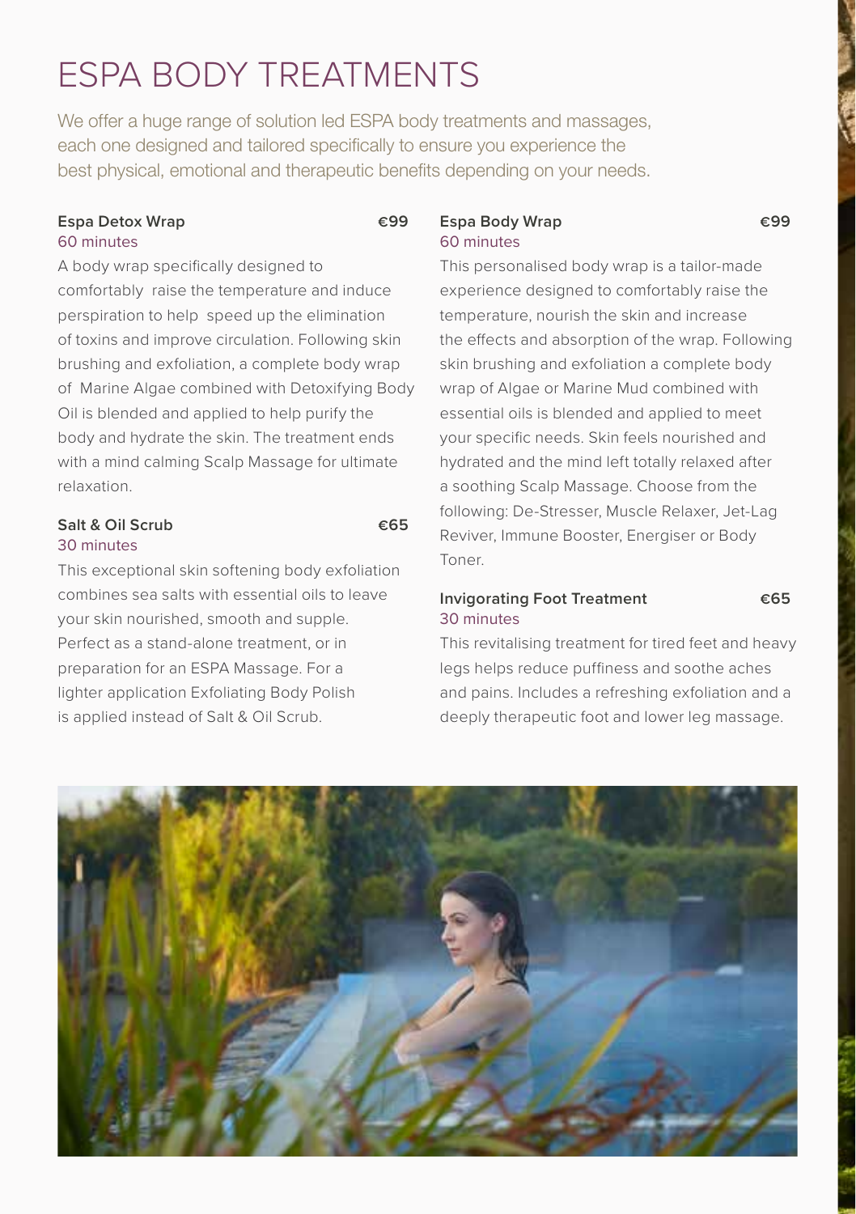# ESPA BODY TREATMENTS

We offer a huge range of solution led ESPA body treatments and massages, each one designed and tailored specifically to ensure you experience the best physical, emotional and therapeutic benefits depending on your needs.

**Espa Detox Wrap** **€99**
60 minutes

A body wrap specifically designed to comfortably raise the temperature and induce perspiration to help speed up the elimination of toxins and improve circulation. Following skin brushing and exfoliation, a complete body wrap of Marine Algae combined with Detoxifying Body Oil is blended and applied to help purify the body and hydrate the skin. The treatment ends with a mind calming Scalp Massage for ultimate relaxation.

**Salt & Oil Scrub** **€65**
30 minutes

This exceptional skin softening body exfoliation combines sea salts with essential oils to leave your skin nourished, smooth and supple. Perfect as a stand-alone treatment, or in preparation for an ESPA Massage. For a lighter application Exfoliating Body Polish is applied instead of Salt & Oil Scrub.

**Espa Body Wrap** **€99**
60 minutes

This personalised body wrap is a tailor-made experience designed to comfortably raise the temperature, nourish the skin and increase the effects and absorption of the wrap. Following skin brushing and exfoliation a complete body wrap of Algae or Marine Mud combined with essential oils is blended and applied to meet your specific needs. Skin feels nourished and hydrated and the mind left totally relaxed after a soothing Scalp Massage. Choose from the following: De-Stresser, Muscle Relaxer, Jet-Lag Reviver, Immune Booster, Energiser or Body Toner.

**Invigorating Foot Treatment** **€65**
30 minutes

This revitalising treatment for tired feet and heavy legs helps reduce puffiness and soothe aches and pains. Includes a refreshing exfoliation and a deeply therapeutic foot and lower leg massage.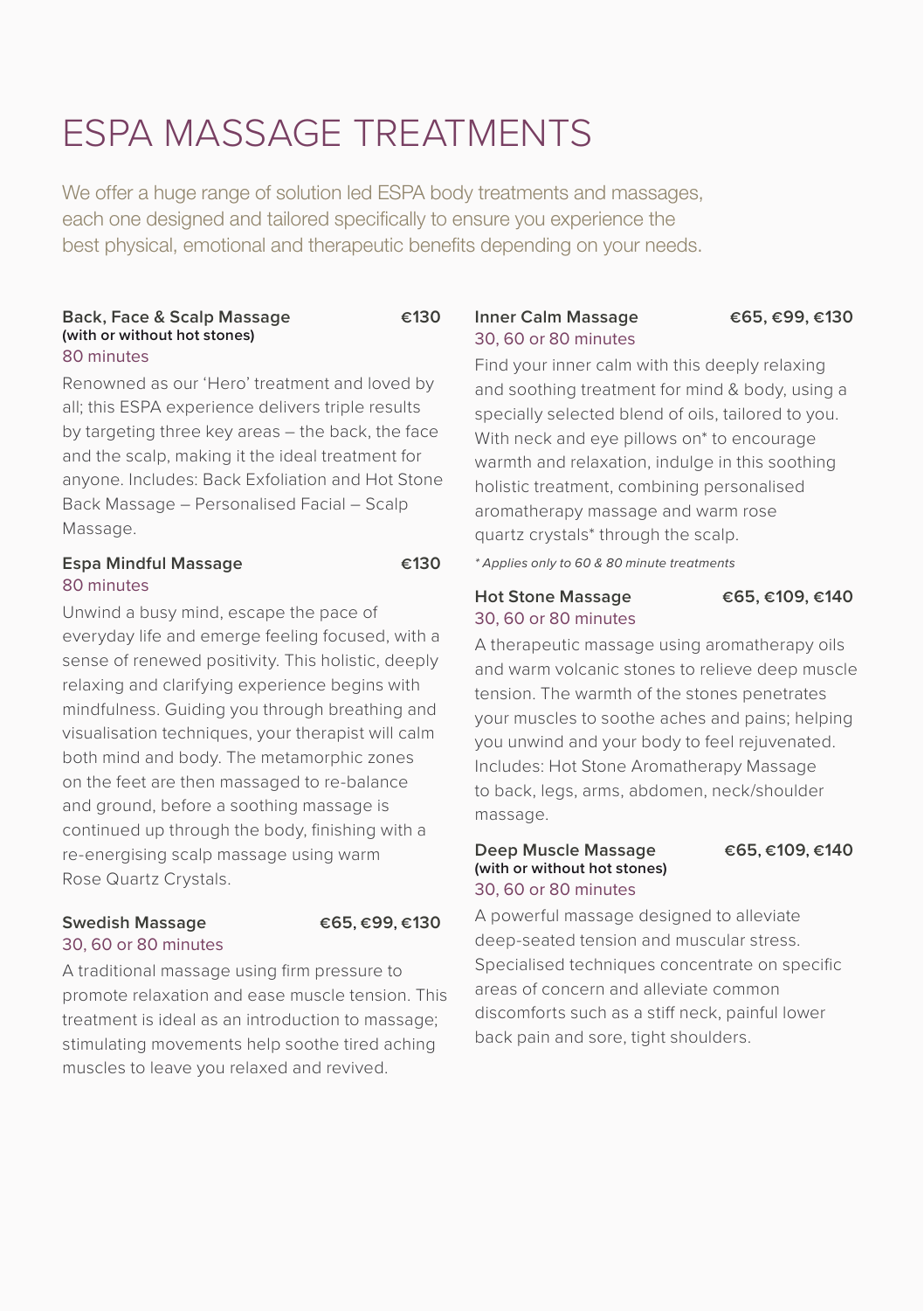# ESPA MASSAGE TREATMENTS

We offer a huge range of solution led ESPA body treatments and massages, each one designed and tailored specifically to ensure you experience the best physical, emotional and therapeutic benefits depending on your needs.

### Back, Face & Scalp Massage — €130

**(with or without hot stones)**

80 minutes

Renowned as our 'Hero' treatment and loved by all; this ESPA experience delivers triple results by targeting three key areas – the back, the face and the scalp, making it the ideal treatment for anyone. Includes: Back Exfoliation and Hot Stone Back Massage – Personalised Facial – Scalp Massage.

### Espa Mindful Massage — €130

80 minutes

Unwind a busy mind, escape the pace of everyday life and emerge feeling focused, with a sense of renewed positivity. This holistic, deeply relaxing and clarifying experience begins with mindfulness. Guiding you through breathing and visualisation techniques, your therapist will calm both mind and body. The metamorphic zones on the feet are then massaged to re-balance and ground, before a soothing massage is continued up through the body, finishing with a re-energising scalp massage using warm Rose Quartz Crystals.

### Swedish Massage — €65, €99, €130

30, 60 or 80 minutes

A traditional massage using firm pressure to promote relaxation and ease muscle tension. This treatment is ideal as an introduction to massage; stimulating movements help soothe tired aching muscles to leave you relaxed and revived.

### Inner Calm Massage — €65, €99, €130

30, 60 or 80 minutes

Find your inner calm with this deeply relaxing and soothing treatment for mind & body, using a specially selected blend of oils, tailored to you. With neck and eye pillows on* to encourage warmth and relaxation, indulge in this soothing holistic treatment, combining personalised aromatherapy massage and warm rose quartz crystals* through the scalp.

*\* Applies only to 60 & 80 minute treatments*

### Hot Stone Massage — €65, €109, €140

30, 60 or 80 minutes

A therapeutic massage using aromatherapy oils and warm volcanic stones to relieve deep muscle tension. The warmth of the stones penetrates your muscles to soothe aches and pains; helping you unwind and your body to feel rejuvenated. Includes: Hot Stone Aromatherapy Massage to back, legs, arms, abdomen, neck/shoulder massage.

### Deep Muscle Massage — €65, €109, €140

**(with or without hot stones)**

30, 60 or 80 minutes

A powerful massage designed to alleviate deep-seated tension and muscular stress. Specialised techniques concentrate on specific areas of concern and alleviate common discomforts such as a stiff neck, painful lower back pain and sore, tight shoulders.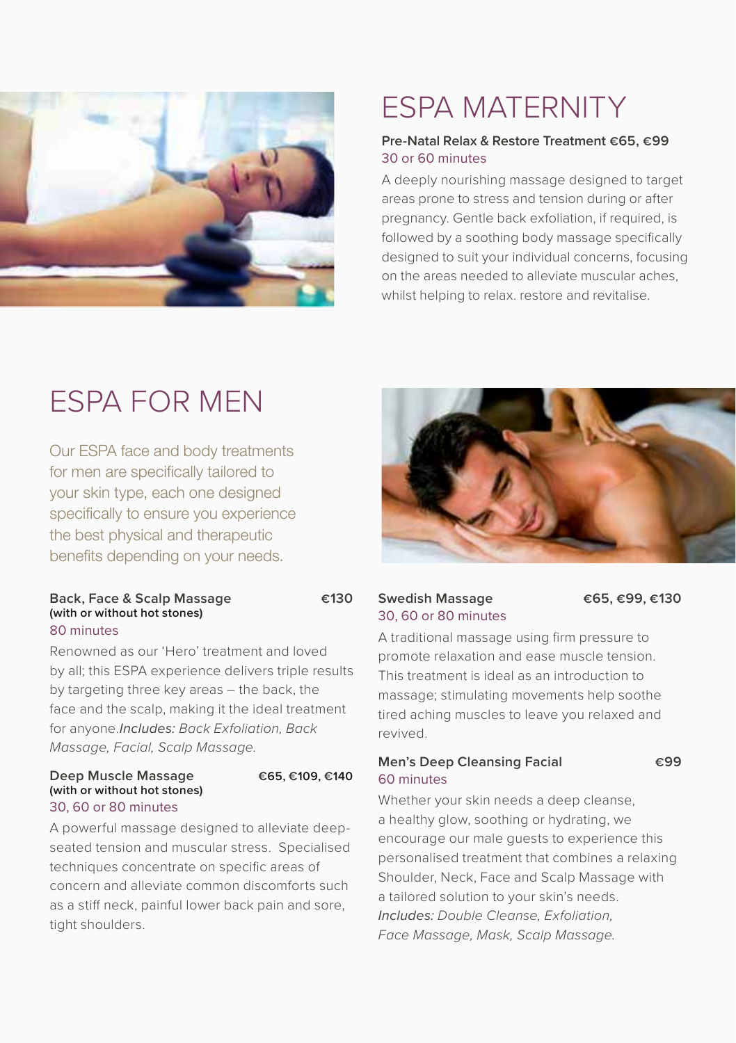# ESPA MATERNITY

**Pre-Natal Relax & Restore Treatment €65, €99**
30 or 60 minutes

A deeply nourishing massage designed to target areas prone to stress and tension during or after pregnancy. Gentle back exfoliation, if required, is followed by a soothing body massage specifically designed to suit your individual concerns, focusing on the areas needed to alleviate muscular aches, whilst helping to relax. restore and revitalise.

# ESPA FOR MEN

Our ESPA face and body treatments for men are specifically tailored to your skin type, each one designed specifically to ensure you experience the best physical and therapeutic benefits depending on your needs.

**Back, Face & Scalp Massage** **€130**
**(with or without hot stones)**
80 minutes

Renowned as our 'Hero' treatment and loved by all; this ESPA experience delivers triple results by targeting three key areas – the back, the face and the scalp, making it the ideal treatment for anyone.*Includes: Back Exfoliation, Back Massage, Facial, Scalp Massage.*

**Deep Muscle Massage** **€65, €109, €140**
**(with or without hot stones)**
30, 60 or 80 minutes

A powerful massage designed to alleviate deep-seated tension and muscular stress. Specialised techniques concentrate on specific areas of concern and alleviate common discomforts such as a stiff neck, painful lower back pain and sore, tight shoulders.

**Swedish Massage** **€65, €99, €130**
30, 60 or 80 minutes

A traditional massage using firm pressure to promote relaxation and ease muscle tension. This treatment is ideal as an introduction to massage; stimulating movements help soothe tired aching muscles to leave you relaxed and revived.

**Men's Deep Cleansing Facial** **€99**
60 minutes

Whether your skin needs a deep cleanse, a healthy glow, soothing or hydrating, we encourage our male guests to experience this personalised treatment that combines a relaxing Shoulder, Neck, Face and Scalp Massage with a tailored solution to your skin's needs.
*Includes: Double Cleanse, Exfoliation, Face Massage, Mask, Scalp Massage.*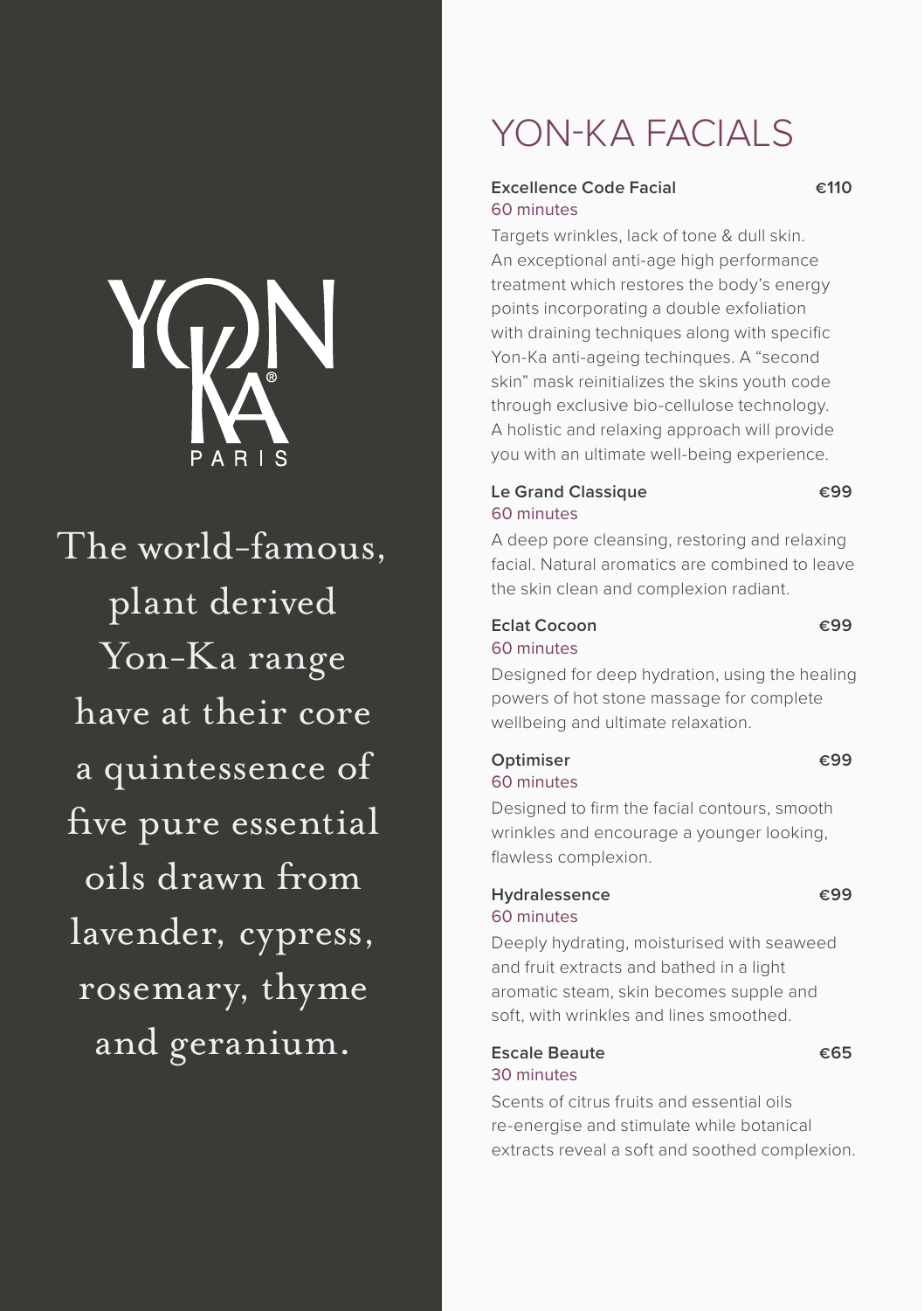YON KA PARIS

The world-famous, plant derived Yon-Ka range have at their core a quintessence of five pure essential oils drawn from lavender, cypress, rosemary, thyme and geranium.

# YON-KA FACIALS

**Excellence Code Facial** **€110**
60 minutes

Targets wrinkles, lack of tone & dull skin. An exceptional anti-age high performance treatment which restores the body's energy points incorporating a double exfoliation with draining techniques along with specific Yon-Ka anti-ageing techinques. A "second skin" mask reinitializes the skins youth code through exclusive bio-cellulose technology. A holistic and relaxing approach will provide you with an ultimate well-being experience.

**Le Grand Classique** **€99**
60 minutes

A deep pore cleansing, restoring and relaxing facial. Natural aromatics are combined to leave the skin clean and complexion radiant.

**Eclat Cocoon** **€99**
60 minutes

Designed for deep hydration, using the healing powers of hot stone massage for complete wellbeing and ultimate relaxation.

**Optimiser** **€99**
60 minutes

Designed to firm the facial contours, smooth wrinkles and encourage a younger looking, flawless complexion.

**Hydralessence** **€99**
60 minutes

Deeply hydrating, moisturised with seaweed and fruit extracts and bathed in a light aromatic steam, skin becomes supple and soft, with wrinkles and lines smoothed.

**Escale Beaute** **€65**
30 minutes

Scents of citrus fruits and essential oils re-energise and stimulate while botanical extracts reveal a soft and soothed complexion.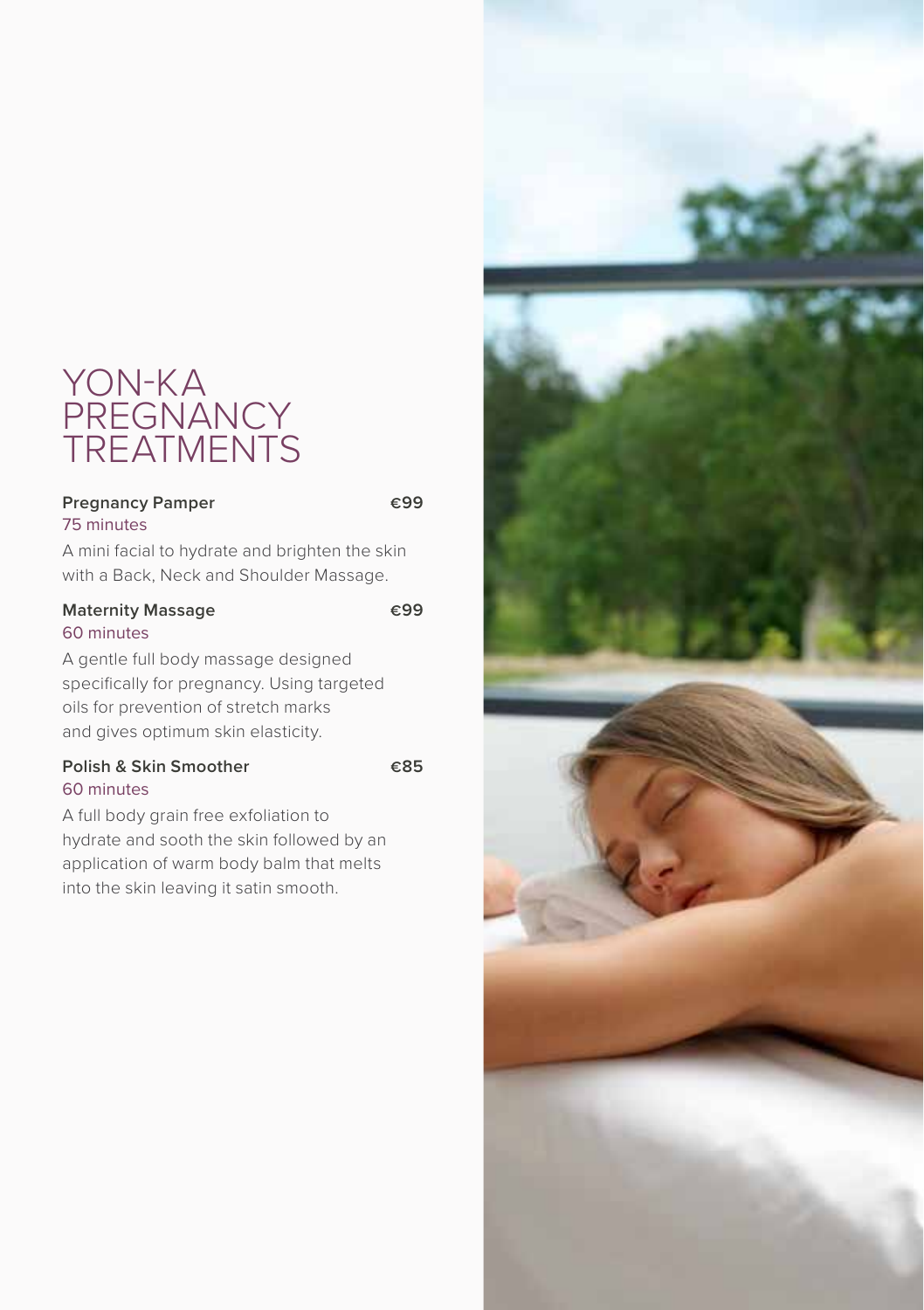# YON-KA PREGNANCY TREATMENTS

**Pregnancy Pamper** **€99**
75 minutes

A mini facial to hydrate and brighten the skin with a Back, Neck and Shoulder Massage.

**Maternity Massage** **€99**
60 minutes

A gentle full body massage designed specifically for pregnancy. Using targeted oils for prevention of stretch marks and gives optimum skin elasticity.

**Polish & Skin Smoother** **€85**
60 minutes

A full body grain free exfoliation to hydrate and sooth the skin followed by an application of warm body balm that melts into the skin leaving it satin smooth.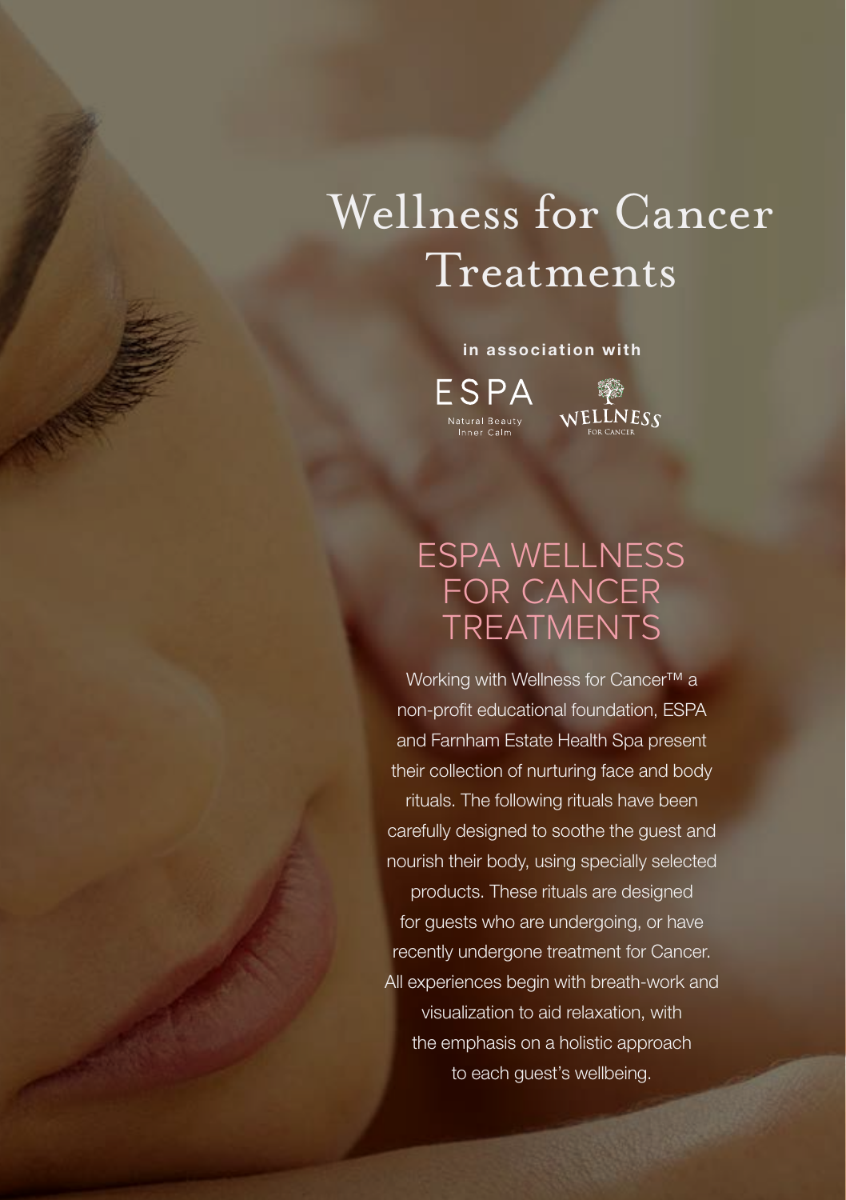# Wellness for Cancer Treatments

**in association with**

ESPA
Natural Beauty
Inner Calm

WELLNESS
FOR CANCER

## ESPA WELLNESS FOR CANCER TREATMENTS

Working with Wellness for Cancer™ a non-profit educational foundation, ESPA and Farnham Estate Health Spa present their collection of nurturing face and body rituals. The following rituals have been carefully designed to soothe the guest and nourish their body, using specially selected products. These rituals are designed for guests who are undergoing, or have recently undergone treatment for Cancer. All experiences begin with breath-work and visualization to aid relaxation, with the emphasis on a holistic approach to each guest's wellbeing.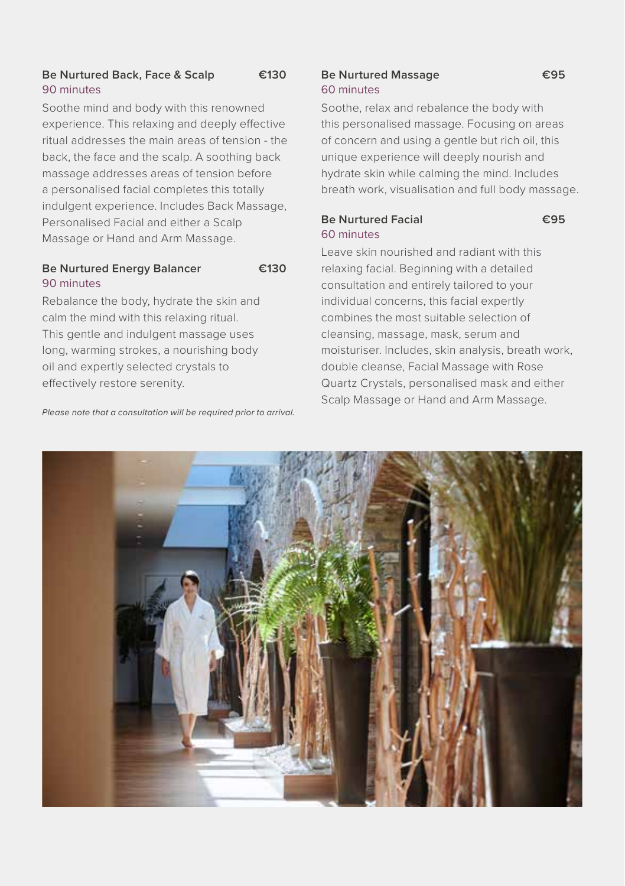### Be Nurtured Back, Face & Scalp — €130

90 minutes

Soothe mind and body with this renowned experience. This relaxing and deeply effective ritual addresses the main areas of tension - the back, the face and the scalp. A soothing back massage addresses areas of tension before a personalised facial completes this totally indulgent experience. Includes Back Massage, Personalised Facial and either a Scalp Massage or Hand and Arm Massage.

### Be Nurtured Energy Balancer — €130

90 minutes

Rebalance the body, hydrate the skin and calm the mind with this relaxing ritual. This gentle and indulgent massage uses long, warming strokes, a nourishing body oil and expertly selected crystals to effectively restore serenity.

*Please note that a consultation will be required prior to arrival.*

### Be Nurtured Massage — €95

60 minutes

Soothe, relax and rebalance the body with this personalised massage. Focusing on areas of concern and using a gentle but rich oil, this unique experience will deeply nourish and hydrate skin while calming the mind. Includes breath work, visualisation and full body massage.

### Be Nurtured Facial — €95

60 minutes

Leave skin nourished and radiant with this relaxing facial. Beginning with a detailed consultation and entirely tailored to your individual concerns, this facial expertly combines the most suitable selection of cleansing, massage, mask, serum and moisturiser. Includes, skin analysis, breath work, double cleanse, Facial Massage with Rose Quartz Crystals, personalised mask and either Scalp Massage or Hand and Arm Massage.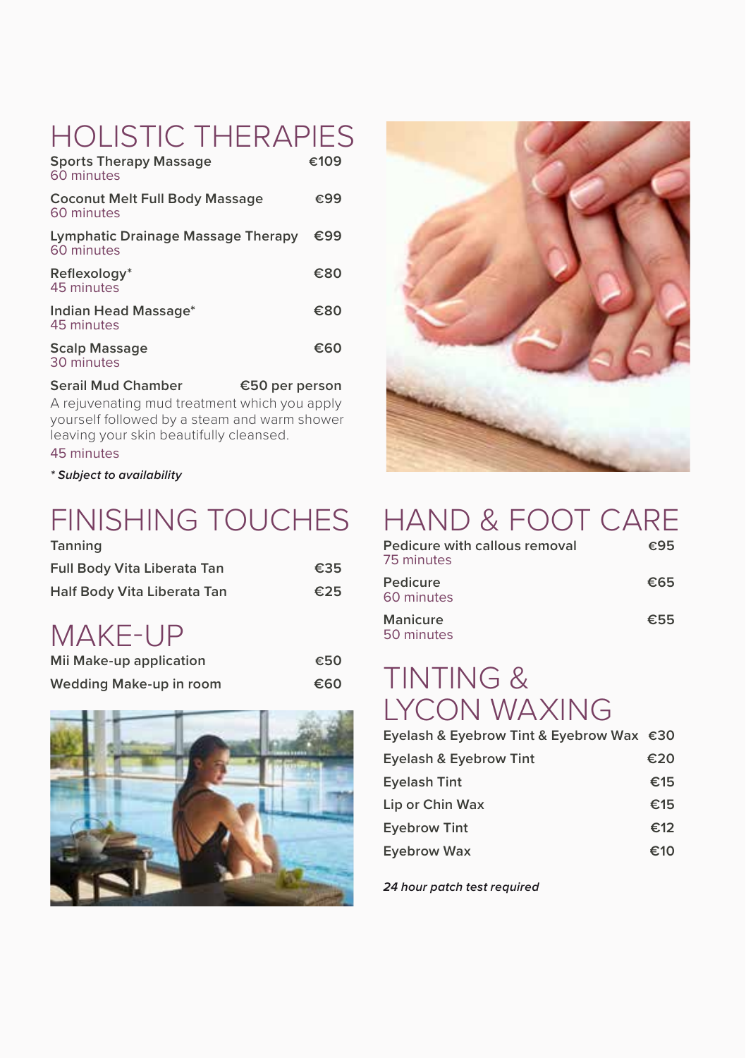# HOLISTIC THERAPIES

**Sports Therapy Massage** — €109
60 minutes

**Coconut Melt Full Body Massage** — €99
60 minutes

**Lymphatic Drainage Massage Therapy** — €99
60 minutes

**Reflexology*** — €80
45 minutes

**Indian Head Massage*** — €80
45 minutes

**Scalp Massage** — €60
30 minutes

**Serail Mud Chamber** — €50 per person
A rejuvenating mud treatment which you apply yourself followed by a steam and warm shower leaving your skin beautifully cleansed.
45 minutes

*\* Subject to availability*

# FINISHING TOUCHES

**Tanning**

| | |
|---|---|
| Full Body Vita Liberata Tan | €35 |
| Half Body Vita Liberata Tan | €25 |

# MAKE-UP

| | |
|---|---|
| Mii Make-up application | €50 |
| Wedding Make-up in room | €60 |

# HAND & FOOT CARE

**Pedicure with callous removal** — €95
75 minutes

**Pedicure** — €65
60 minutes

**Manicure** — €55
50 minutes

# TINTING & LYCON WAXING

| | |
|---|---|
| Eyelash & Eyebrow Tint & Eyebrow Wax | €30 |
| Eyelash & Eyebrow Tint | €20 |
| Eyelash Tint | €15 |
| Lip or Chin Wax | €15 |
| Eyebrow Tint | €12 |
| Eyebrow Wax | €10 |

***24 hour patch test required***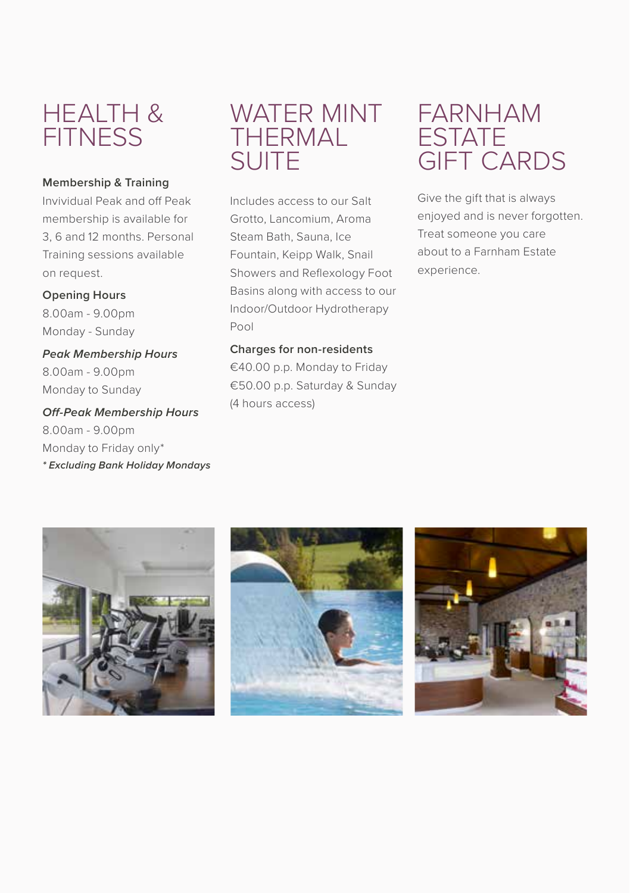# HEALTH & FITNESS

**Membership & Training**

Invividual Peak and off Peak membership is available for 3, 6 and 12 months. Personal Training sessions available on request.

**Opening Hours**

8.00am - 9.00pm
Monday - Sunday

***Peak Membership Hours***

8.00am - 9.00pm
Monday to Sunday

***Off-Peak Membership Hours***

8.00am - 9.00pm
Monday to Friday only*

***\* Excluding Bank Holiday Mondays***

# WATER MINT THERMAL SUITE

Includes access to our Salt Grotto, Lancomium, Aroma Steam Bath, Sauna, Ice Fountain, Keipp Walk, Snail Showers and Reflexology Foot Basins along with access to our Indoor/Outdoor Hydrotherapy Pool

**Charges for non-residents**

€40.00 p.p. Monday to Friday
€50.00 p.p. Saturday & Sunday
(4 hours access)

# FARNHAM ESTATE GIFT CARDS

Give the gift that is always enjoyed and is never forgotten. Treat someone you care about to a Farnham Estate experience.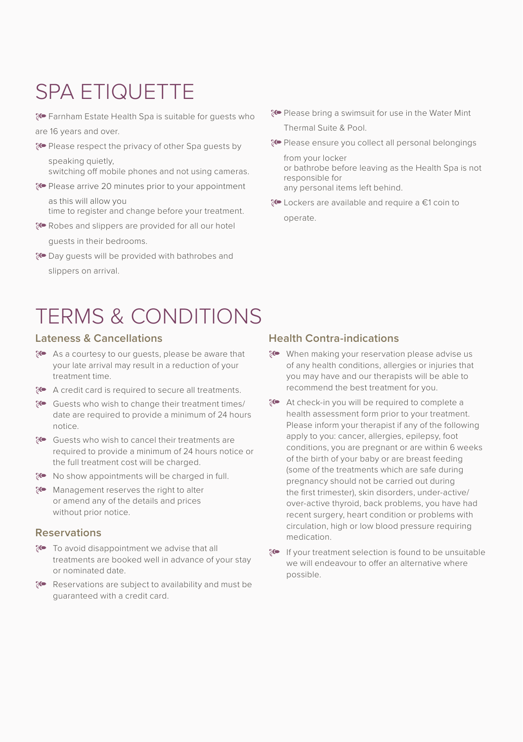# SPA ETIQUETTE

- Farnham Estate Health Spa is suitable for guests who are 16 years and over.
- Please respect the privacy of other Spa guests by speaking quietly, switching off mobile phones and not using cameras.
- Please arrive 20 minutes prior to your appointment as this will allow you time to register and change before your treatment.
- Robes and slippers are provided for all our hotel guests in their bedrooms.
- Day guests will be provided with bathrobes and slippers on arrival.
- Please bring a swimsuit for use in the Water Mint Thermal Suite & Pool.
- Please ensure you collect all personal belongings from your locker or bathrobe before leaving as the Health Spa is not responsible for any personal items left behind.
- Lockers are available and require a €1 coin to operate.

# TERMS & CONDITIONS

### Lateness & Cancellations

- As a courtesy to our guests, please be aware that your late arrival may result in a reduction of your treatment time.
- A credit card is required to secure all treatments.
- Guests who wish to change their treatment times/ date are required to provide a minimum of 24 hours notice.
- Guests who wish to cancel their treatments are required to provide a minimum of 24 hours notice or the full treatment cost will be charged.
- No show appointments will be charged in full.
- Management reserves the right to alter or amend any of the details and prices without prior notice.

### Reservations

- To avoid disappointment we advise that all treatments are booked well in advance of your stay or nominated date.
- Reservations are subject to availability and must be guaranteed with a credit card.

### Health Contra-indications

- When making your reservation please advise us of any health conditions, allergies or injuries that you may have and our therapists will be able to recommend the best treatment for you.
- At check-in you will be required to complete a health assessment form prior to your treatment. Please inform your therapist if any of the following apply to you: cancer, allergies, epilepsy, foot conditions, you are pregnant or are within 6 weeks of the birth of your baby or are breast feeding (some of the treatments which are safe during pregnancy should not be carried out during the first trimester), skin disorders, under-active/ over-active thyroid, back problems, you have had recent surgery, heart condition or problems with circulation, high or low blood pressure requiring medication.
- If your treatment selection is found to be unsuitable we will endeavour to offer an alternative where possible.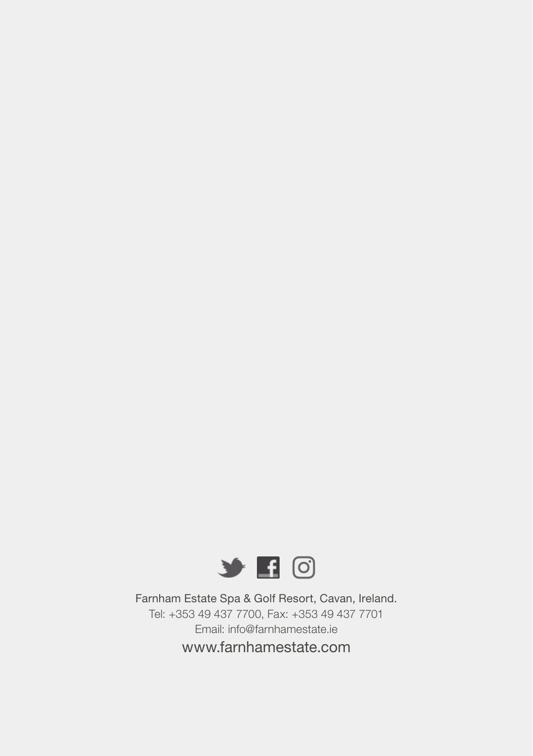Farnham Estate Spa & Golf Resort, Cavan, Ireland.
Tel: +353 49 437 7700, Fax: +353 49 437 7701
Email: info@farnhamestate.ie
www.farnhamestate.com